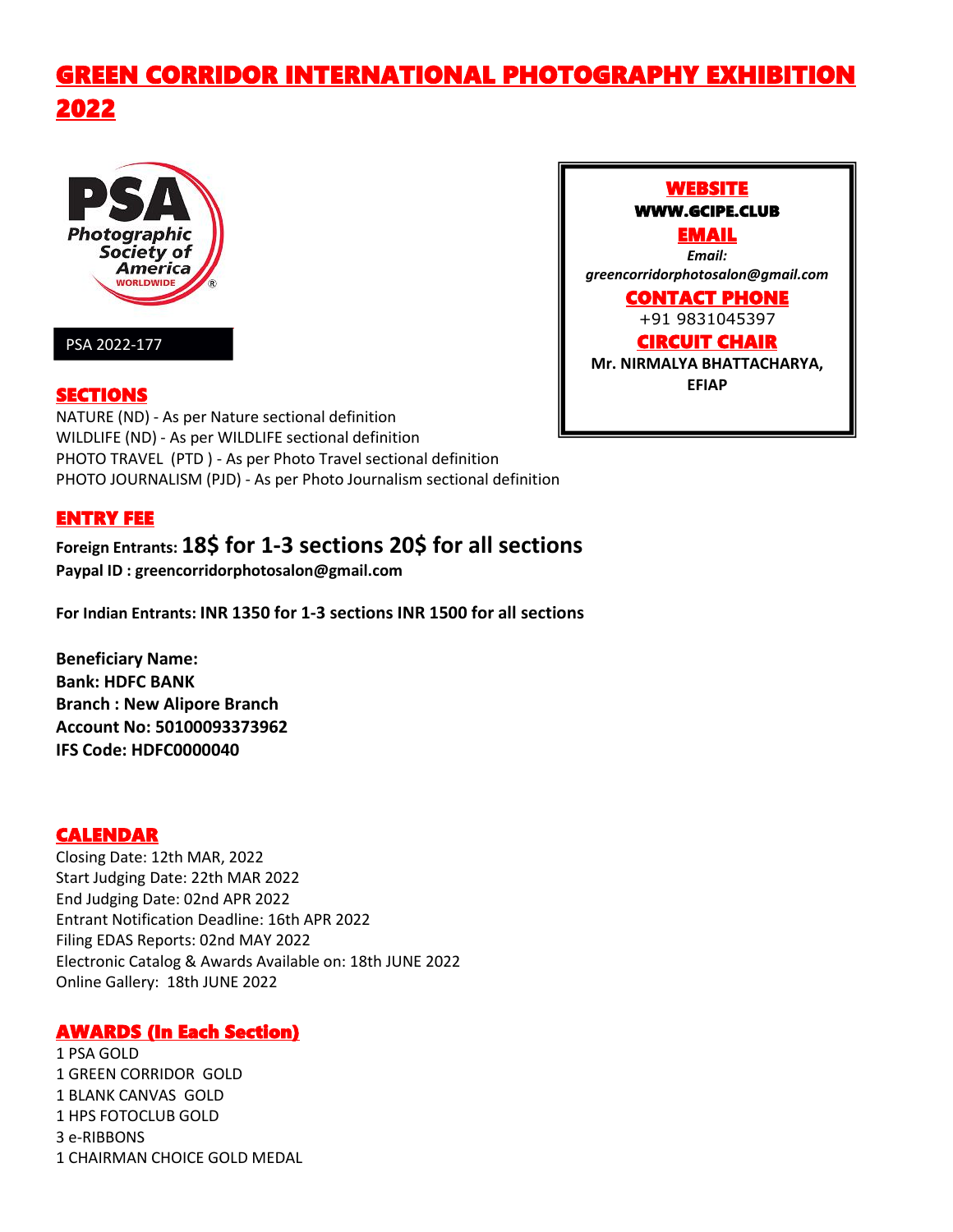# GREEN CORRIDOR INTERNATIONAL PHOTOGRAPHY EXHIBITION 2022

PSA 2022-177

**WEBSITE**
**WWW.GCIPE.CLUB**

**EMAIL**
***Email: greencorridorphotosalon@gmail.com***

**CONTACT PHONE**
+91 9831045397

**CIRCUIT CHAIR**
**Mr. NIRMALYA BHATTACHARYA, EFIAP**

## SECTIONS

NATURE (ND) - As per Nature sectional definition
WILDLIFE (ND) - As per WILDLIFE sectional definition
PHOTO TRAVEL (PTD ) - As per Photo Travel sectional definition
PHOTO JOURNALISM (PJD) - As per Photo Journalism sectional definition

## ENTRY FEE

**Foreign Entrants: 18$ for 1-3 sections 20$ for all sections**
**Paypal ID : greencorridorphotosalon@gmail.com**

**For Indian Entrants: INR 1350 for 1-3 sections INR 1500 for all sections**

**Beneficiary Name:**
**Bank: HDFC BANK**
**Branch : New Alipore Branch**
**Account No: 50100093373962**
**IFS Code: HDFC0000040**

## CALENDAR

Closing Date: 12th MAR, 2022
Start Judging Date: 22th MAR 2022
End Judging Date: 02nd APR 2022
Entrant Notification Deadline: 16th APR 2022
Filing EDAS Reports: 02nd MAY 2022
Electronic Catalog & Awards Available on: 18th JUNE 2022
Online Gallery: 18th JUNE 2022

## AWARDS (In Each Section)

1 PSA GOLD
1 GREEN CORRIDOR GOLD
1 BLANK CANVAS GOLD
1 HPS FOTOCLUB GOLD
3 e-RIBBONS
1 CHAIRMAN CHOICE GOLD MEDAL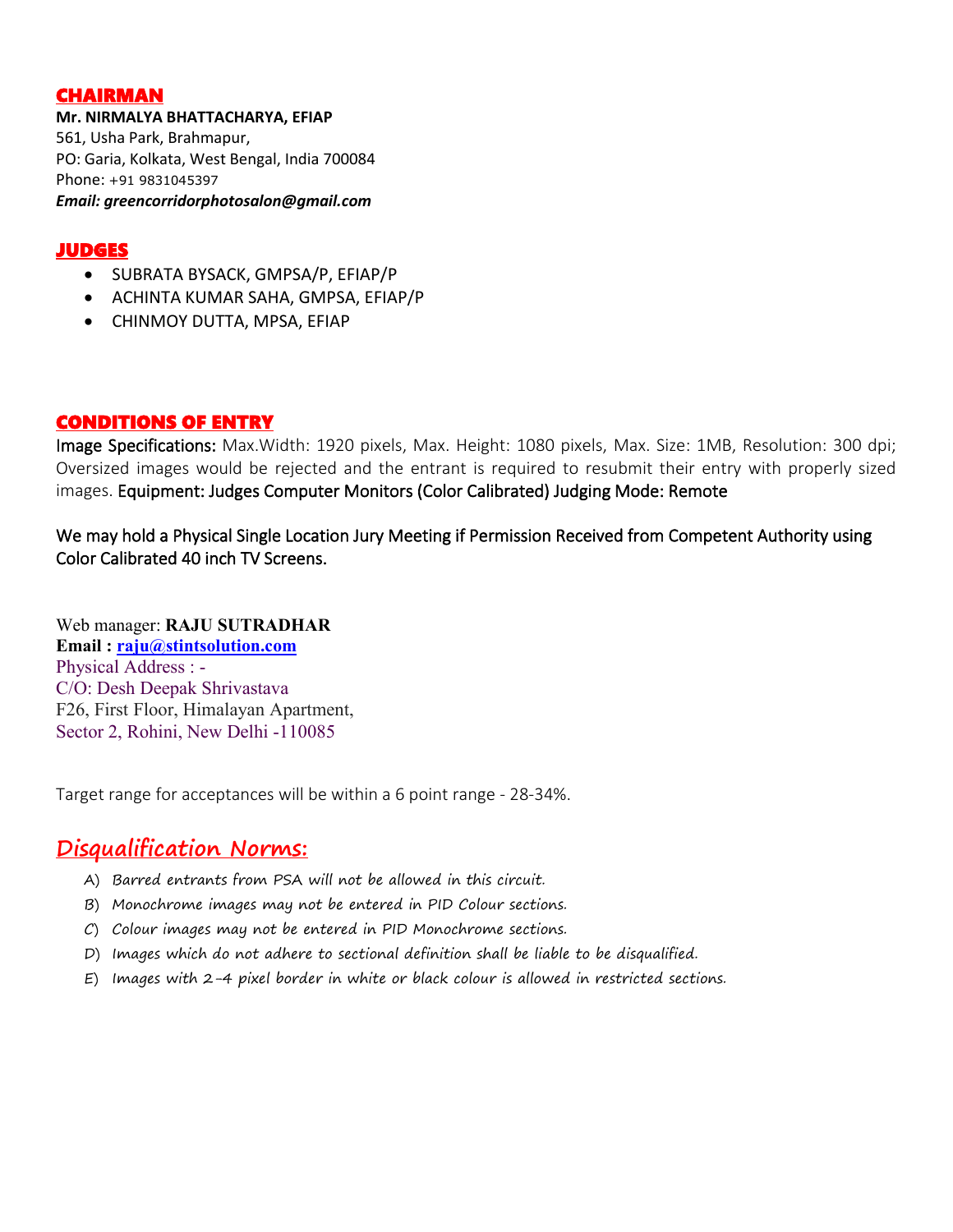## CHAIRMAN

**Mr. NIRMALYA BHATTACHARYA, EFIAP**
561, Usha Park, Brahmapur,
PO: Garia, Kolkata, West Bengal, India 700084
Phone: +91 9831045397
***Email: greencorridorphotosalon@gmail.com***

## JUDGES

- SUBRATA BYSACK, GMPSA/P, EFIAP/P
- ACHINTA KUMAR SAHA, GMPSA, EFIAP/P
- CHINMOY DUTTA, MPSA, EFIAP

## CONDITIONS OF ENTRY

Image Specifications: Max.Width: 1920 pixels, Max. Height: 1080 pixels, Max. Size: 1MB, Resolution: 300 dpi; Oversized images would be rejected and the entrant is required to resubmit their entry with properly sized images. Equipment: Judges Computer Monitors (Color Calibrated) Judging Mode: Remote

We may hold a Physical Single Location Jury Meeting if Permission Received from Competent Authority using Color Calibrated 40 inch TV Screens.

Web manager: **RAJU SUTRADHAR**
**Email : raju@stintsolution.com**
Physical Address : -
C/O: Desh Deepak Shrivastava
F26, First Floor, Himalayan Apartment,
Sector 2, Rohini, New Delhi -110085

Target range for acceptances will be within a 6 point range - 28-34%.

## *Disqualification Norms:*

A) *Barred entrants from PSA will not be allowed in this circuit.*
B) *Monochrome images may not be entered in PID Colour sections.*
C) *Colour images may not be entered in PID Monochrome sections.*
D) *Images which do not adhere to sectional definition shall be liable to be disqualified.*
E) *Images with 2-4 pixel border in white or black colour is allowed in restricted sections.*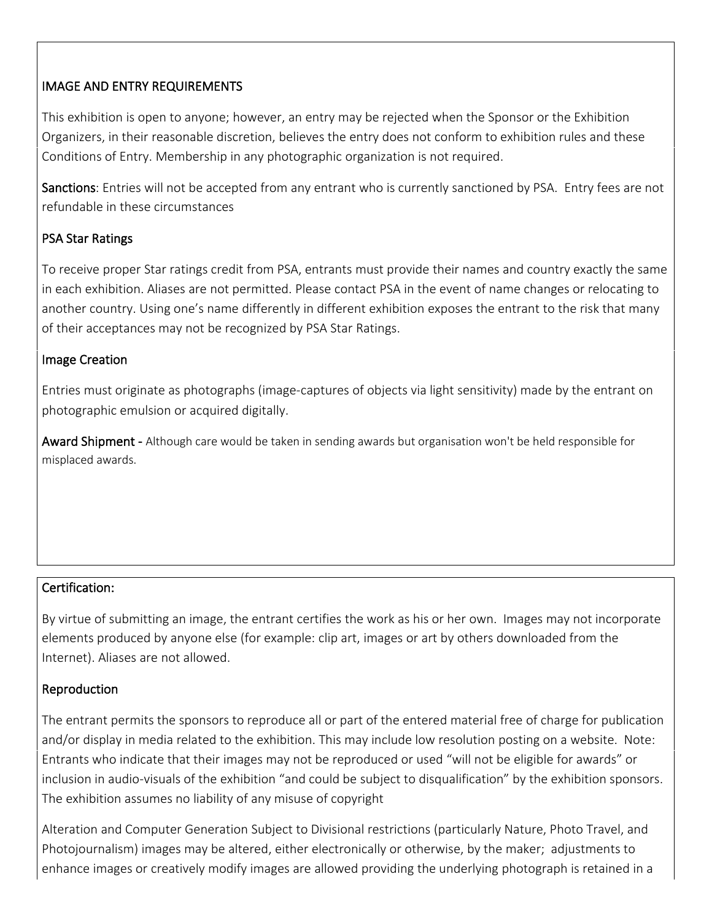## IMAGE AND ENTRY REQUIREMENTS

This exhibition is open to anyone; however, an entry may be rejected when the Sponsor or the Exhibition Organizers, in their reasonable discretion, believes the entry does not conform to exhibition rules and these Conditions of Entry. Membership in any photographic organization is not required.

**Sanctions**: Entries will not be accepted from any entrant who is currently sanctioned by PSA. Entry fees are not refundable in these circumstances

### PSA Star Ratings

To receive proper Star ratings credit from PSA, entrants must provide their names and country exactly the same in each exhibition. Aliases are not permitted. Please contact PSA in the event of name changes or relocating to another country. Using one's name differently in different exhibition exposes the entrant to the risk that many of their acceptances may not be recognized by PSA Star Ratings.

### Image Creation

Entries must originate as photographs (image-captures of objects via light sensitivity) made by the entrant on photographic emulsion or acquired digitally.

**Award Shipment -** Although care would be taken in sending awards but organisation won't be held responsible for misplaced awards.

### Certification:

By virtue of submitting an image, the entrant certifies the work as his or her own. Images may not incorporate elements produced by anyone else (for example: clip art, images or art by others downloaded from the Internet). Aliases are not allowed.

### Reproduction

The entrant permits the sponsors to reproduce all or part of the entered material free of charge for publication and/or display in media related to the exhibition. This may include low resolution posting on a website. Note: Entrants who indicate that their images may not be reproduced or used "will not be eligible for awards" or inclusion in audio-visuals of the exhibition "and could be subject to disqualification" by the exhibition sponsors. The exhibition assumes no liability of any misuse of copyright

Alteration and Computer Generation Subject to Divisional restrictions (particularly Nature, Photo Travel, and Photojournalism) images may be altered, either electronically or otherwise, by the maker; adjustments to enhance images or creatively modify images are allowed providing the underlying photograph is retained in a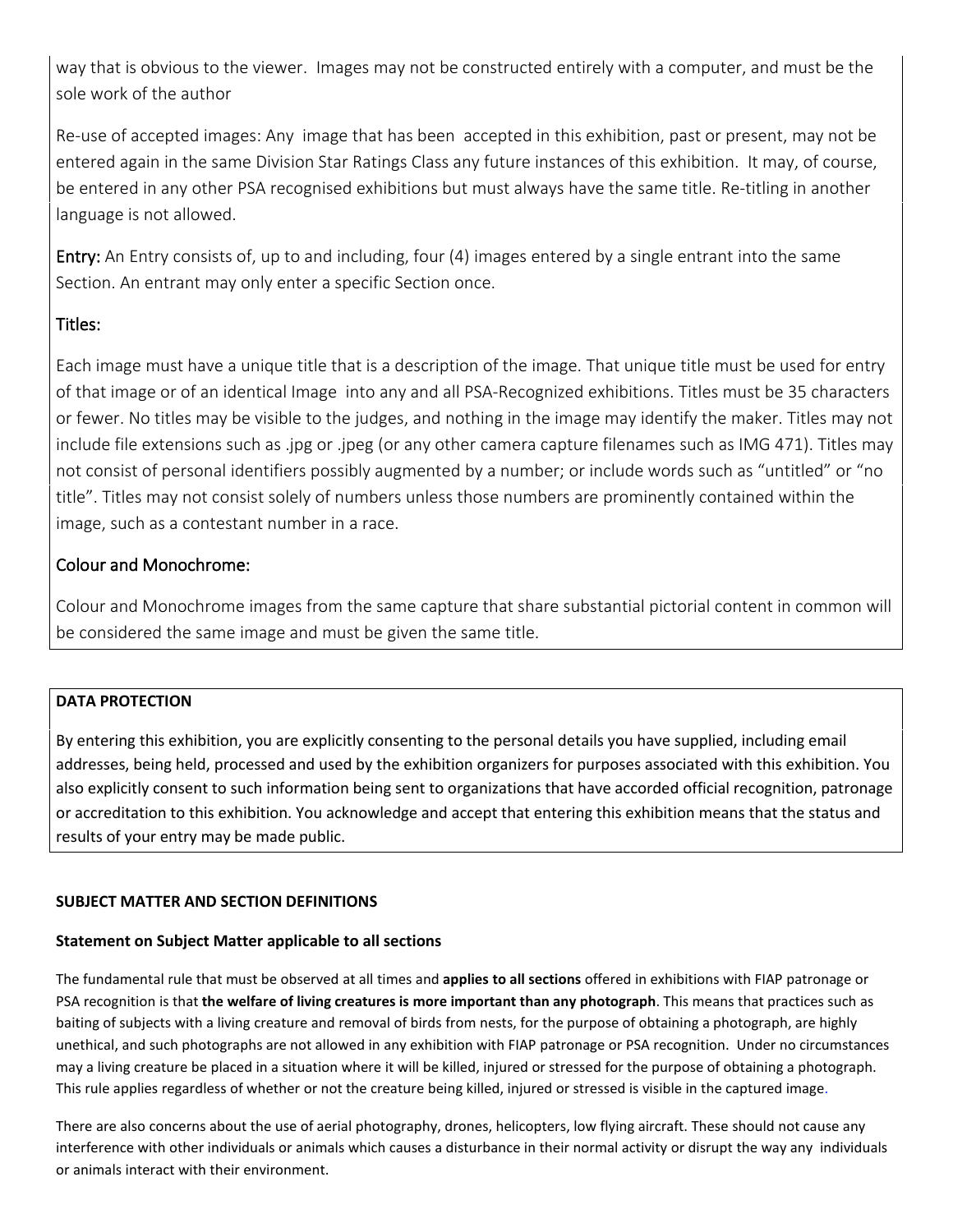way that is obvious to the viewer. Images may not be constructed entirely with a computer, and must be the sole work of the author

Re-use of accepted images: Any image that has been accepted in this exhibition, past or present, may not be entered again in the same Division Star Ratings Class any future instances of this exhibition. It may, of course, be entered in any other PSA recognised exhibitions but must always have the same title. Re-titling in another language is not allowed.

**Entry:** An Entry consists of, up to and including, four (4) images entered by a single entrant into the same Section. An entrant may only enter a specific Section once.

## Titles:

Each image must have a unique title that is a description of the image. That unique title must be used for entry of that image or of an identical Image into any and all PSA-Recognized exhibitions. Titles must be 35 characters or fewer. No titles may be visible to the judges, and nothing in the image may identify the maker. Titles may not include file extensions such as .jpg or .jpeg (or any other camera capture filenames such as IMG 471). Titles may not consist of personal identifiers possibly augmented by a number; or include words such as “untitled” or “no title”. Titles may not consist solely of numbers unless those numbers are prominently contained within the image, such as a contestant number in a race.

## Colour and Monochrome:

Colour and Monochrome images from the same capture that share substantial pictorial content in common will be considered the same image and must be given the same title.

**DATA PROTECTION**

By entering this exhibition, you are explicitly consenting to the personal details you have supplied, including email addresses, being held, processed and used by the exhibition organizers for purposes associated with this exhibition. You also explicitly consent to such information being sent to organizations that have accorded official recognition, patronage or accreditation to this exhibition. You acknowledge and accept that entering this exhibition means that the status and results of your entry may be made public.

**SUBJECT MATTER AND SECTION DEFINITIONS**

**Statement on Subject Matter applicable to all sections**

The fundamental rule that must be observed at all times and **applies to all sections** offered in exhibitions with FIAP patronage or PSA recognition is that **the welfare of living creatures is more important than any photograph**. This means that practices such as baiting of subjects with a living creature and removal of birds from nests, for the purpose of obtaining a photograph, are highly unethical, and such photographs are not allowed in any exhibition with FIAP patronage or PSA recognition. Under no circumstances may a living creature be placed in a situation where it will be killed, injured or stressed for the purpose of obtaining a photograph. This rule applies regardless of whether or not the creature being killed, injured or stressed is visible in the captured image.

There are also concerns about the use of aerial photography, drones, helicopters, low flying aircraft. These should not cause any interference with other individuals or animals which causes a disturbance in their normal activity or disrupt the way any individuals or animals interact with their environment.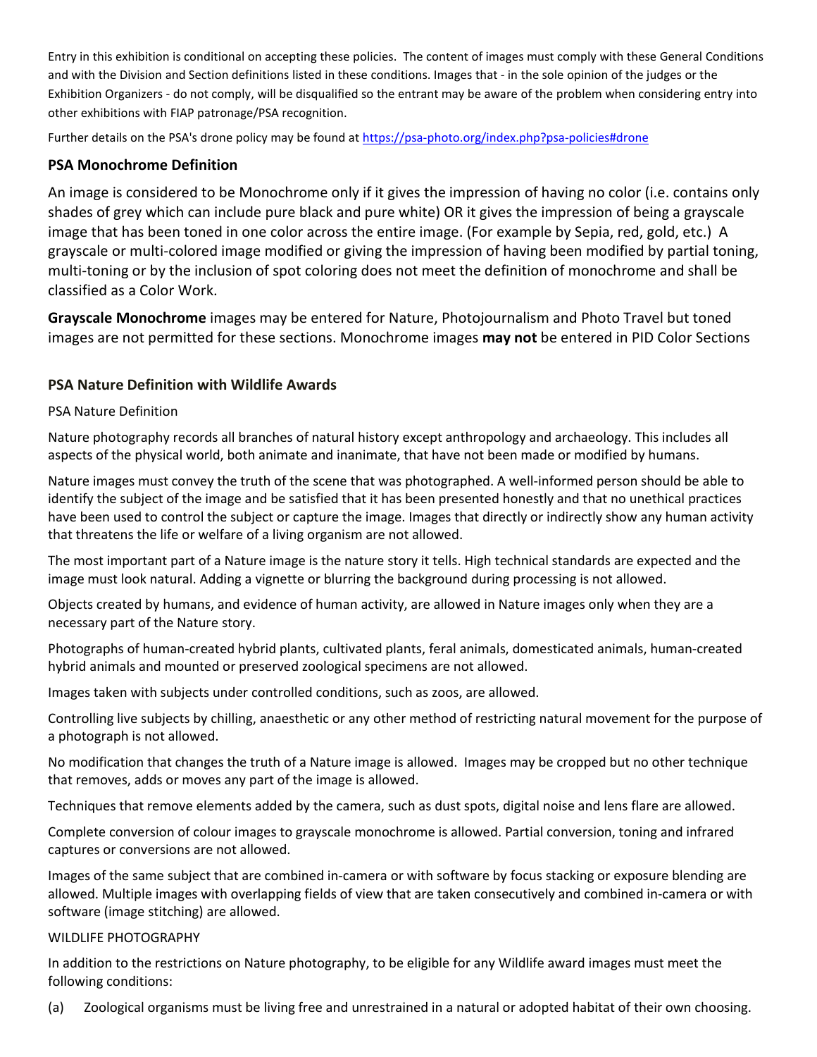Entry in this exhibition is conditional on accepting these policies. The content of images must comply with these General Conditions and with the Division and Section definitions listed in these conditions. Images that - in the sole opinion of the judges or the Exhibition Organizers - do not comply, will be disqualified so the entrant may be aware of the problem when considering entry into other exhibitions with FIAP patronage/PSA recognition.

Further details on the PSA's drone policy may be found at https://psa-photo.org/index.php?psa-policies#drone

### PSA Monochrome Definition

An image is considered to be Monochrome only if it gives the impression of having no color (i.e. contains only shades of grey which can include pure black and pure white) OR it gives the impression of being a grayscale image that has been toned in one color across the entire image. (For example by Sepia, red, gold, etc.) A grayscale or multi-colored image modified or giving the impression of having been modified by partial toning, multi-toning or by the inclusion of spot coloring does not meet the definition of monochrome and shall be classified as a Color Work.

**Grayscale Monochrome** images may be entered for Nature, Photojournalism and Photo Travel but toned images are not permitted for these sections. Monochrome images **may not** be entered in PID Color Sections

### PSA Nature Definition with Wildlife Awards

PSA Nature Definition

Nature photography records all branches of natural history except anthropology and archaeology. This includes all aspects of the physical world, both animate and inanimate, that have not been made or modified by humans.

Nature images must convey the truth of the scene that was photographed. A well-informed person should be able to identify the subject of the image and be satisfied that it has been presented honestly and that no unethical practices have been used to control the subject or capture the image. Images that directly or indirectly show any human activity that threatens the life or welfare of a living organism are not allowed.

The most important part of a Nature image is the nature story it tells. High technical standards are expected and the image must look natural. Adding a vignette or blurring the background during processing is not allowed.

Objects created by humans, and evidence of human activity, are allowed in Nature images only when they are a necessary part of the Nature story.

Photographs of human-created hybrid plants, cultivated plants, feral animals, domesticated animals, human-created hybrid animals and mounted or preserved zoological specimens are not allowed.

Images taken with subjects under controlled conditions, such as zoos, are allowed.

Controlling live subjects by chilling, anaesthetic or any other method of restricting natural movement for the purpose of a photograph is not allowed.

No modification that changes the truth of a Nature image is allowed. Images may be cropped but no other technique that removes, adds or moves any part of the image is allowed.

Techniques that remove elements added by the camera, such as dust spots, digital noise and lens flare are allowed.

Complete conversion of colour images to grayscale monochrome is allowed. Partial conversion, toning and infrared captures or conversions are not allowed.

Images of the same subject that are combined in-camera or with software by focus stacking or exposure blending are allowed. Multiple images with overlapping fields of view that are taken consecutively and combined in-camera or with software (image stitching) are allowed.

WILDLIFE PHOTOGRAPHY

In addition to the restrictions on Nature photography, to be eligible for any Wildlife award images must meet the following conditions:

(a) Zoological organisms must be living free and unrestrained in a natural or adopted habitat of their own choosing.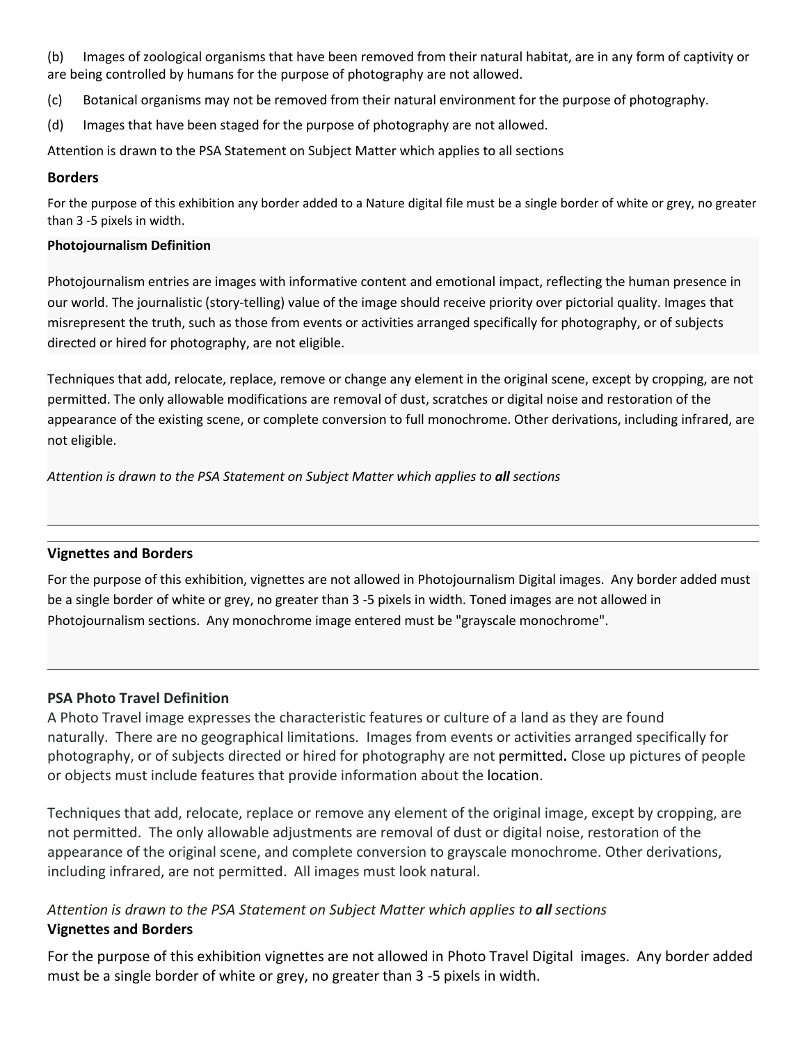(b) Images of zoological organisms that have been removed from their natural habitat, are in any form of captivity or are being controlled by humans for the purpose of photography are not allowed.

(c) Botanical organisms may not be removed from their natural environment for the purpose of photography.

(d) Images that have been staged for the purpose of photography are not allowed.

Attention is drawn to the PSA Statement on Subject Matter which applies to all sections

**Borders**

For the purpose of this exhibition any border added to a Nature digital file must be a single border of white or grey, no greater than 3 -5 pixels in width.

**Photojournalism Definition**

Photojournalism entries are images with informative content and emotional impact, reflecting the human presence in our world. The journalistic (story-telling) value of the image should receive priority over pictorial quality. Images that misrepresent the truth, such as those from events or activities arranged specifically for photography, or of subjects directed or hired for photography, are not eligible.

Techniques that add, relocate, replace, remove or change any element in the original scene, except by cropping, are not permitted. The only allowable modifications are removal of dust, scratches or digital noise and restoration of the appearance of the existing scene, or complete conversion to full monochrome. Other derivations, including infrared, are not eligible.

*Attention is drawn to the PSA Statement on Subject Matter which applies to **all** sections*

---

**Vignettes and Borders**

For the purpose of this exhibition, vignettes are not allowed in Photojournalism Digital images. Any border added must be a single border of white or grey, no greater than 3 -5 pixels in width. Toned images are not allowed in Photojournalism sections. Any monochrome image entered must be "grayscale monochrome".

---

**PSA Photo Travel Definition**

A Photo Travel image expresses the characteristic features or culture of a land as they are found naturally. There are no geographical limitations. Images from events or activities arranged specifically for photography, or of subjects directed or hired for photography are not permitted**.** Close up pictures of people or objects must include features that provide information about the location.

Techniques that add, relocate, replace or remove any element of the original image, except by cropping, are not permitted. The only allowable adjustments are removal of dust or digital noise, restoration of the appearance of the original scene, and complete conversion to grayscale monochrome. Other derivations, including infrared, are not permitted. All images must look natural.

*Attention is drawn to the PSA Statement on Subject Matter which applies to **all** sections*

**Vignettes and Borders**

For the purpose of this exhibition vignettes are not allowed in Photo Travel Digital images. Any border added must be a single border of white or grey, no greater than 3 -5 pixels in width.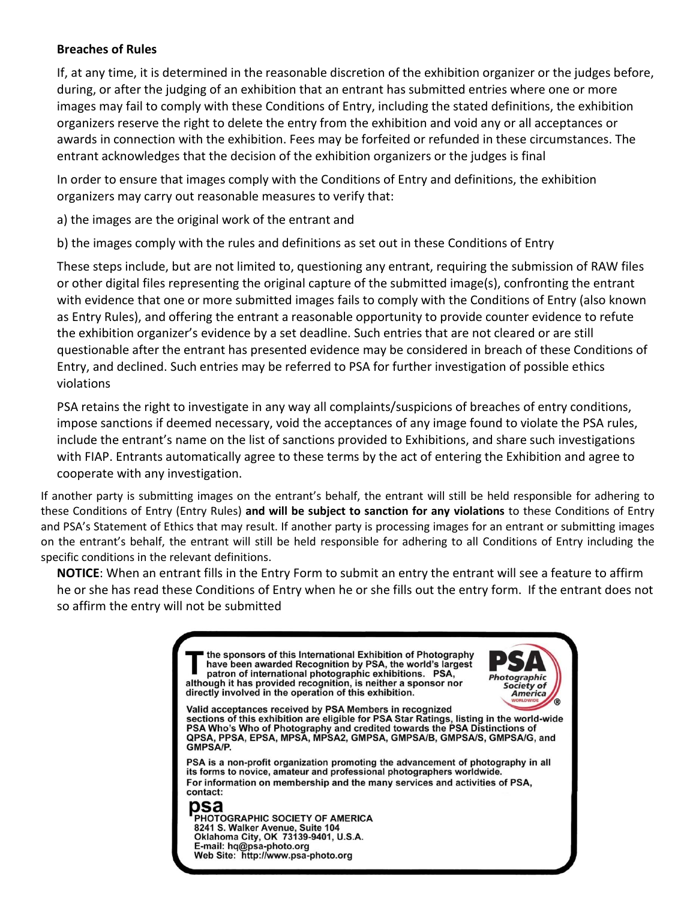**Breaches of Rules**

If, at any time, it is determined in the reasonable discretion of the exhibition organizer or the judges before, during, or after the judging of an exhibition that an entrant has submitted entries where one or more images may fail to comply with these Conditions of Entry, including the stated definitions, the exhibition organizers reserve the right to delete the entry from the exhibition and void any or all acceptances or awards in connection with the exhibition. Fees may be forfeited or refunded in these circumstances. The entrant acknowledges that the decision of the exhibition organizers or the judges is final

In order to ensure that images comply with the Conditions of Entry and definitions, the exhibition organizers may carry out reasonable measures to verify that:

a) the images are the original work of the entrant and

b) the images comply with the rules and definitions as set out in these Conditions of Entry

These steps include, but are not limited to, questioning any entrant, requiring the submission of RAW files or other digital files representing the original capture of the submitted image(s), confronting the entrant with evidence that one or more submitted images fails to comply with the Conditions of Entry (also known as Entry Rules), and offering the entrant a reasonable opportunity to provide counter evidence to refute the exhibition organizer's evidence by a set deadline. Such entries that are not cleared or are still questionable after the entrant has presented evidence may be considered in breach of these Conditions of Entry, and declined. Such entries may be referred to PSA for further investigation of possible ethics violations

PSA retains the right to investigate in any way all complaints/suspicions of breaches of entry conditions, impose sanctions if deemed necessary, void the acceptances of any image found to violate the PSA rules, include the entrant's name on the list of sanctions provided to Exhibitions, and share such investigations with FIAP. Entrants automatically agree to these terms by the act of entering the Exhibition and agree to cooperate with any investigation.

If another party is submitting images on the entrant's behalf, the entrant will still be held responsible for adhering to these Conditions of Entry (Entry Rules) **and will be subject to sanction for any violations** to these Conditions of Entry and PSA's Statement of Ethics that may result. If another party is processing images for an entrant or submitting images on the entrant's behalf, the entrant will still be held responsible for adhering to all Conditions of Entry including the specific conditions in the relevant definitions.

**NOTICE**: When an entrant fills in the Entry Form to submit an entry the entrant will see a feature to affirm he or she has read these Conditions of Entry when he or she fills out the entry form. If the entrant does not so affirm the entry will not be submitted

**The sponsors of this International Exhibition of Photography have been awarded Recognition by PSA, the world's largest patron of international photographic exhibitions. PSA, although it has provided recognition, is neither a sponsor nor directly involved in the operation of this exhibition.**

PSA Photographic Society of America WORLDWIDE

**Valid acceptances received by PSA Members in recognized sections of this exhibition are eligible for PSA Star Ratings, listing in the world-wide PSA Who's Who of Photography and credited towards the PSA Distinctions of QPSA, PPSA, EPSA, MPSA, MPSA2, GMPSA, GMPSA/B, GMPSA/S, GMPSA/G, and GMPSA/P.**

**PSA is a non-profit organization promoting the advancement of photography in all its forms to novice, amateur and professional photographers worldwide. For information on membership and the many services and activities of PSA, contact:**

**psa**
**PHOTOGRAPHIC SOCIETY OF AMERICA**
**8241 S. Walker Avenue, Suite 104**
**Oklahoma City, OK 73139-9401, U.S.A.**
**E-mail: hq@psa-photo.org**
**Web Site: http://www.psa-photo.org**